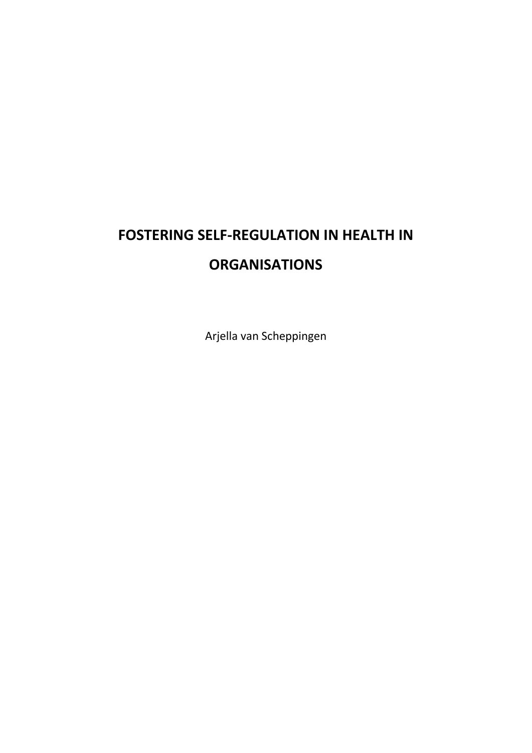# FOSTERING SELF-REGULATION IN HEALTH IN ORGANISATIONS

Arjella van Scheppingen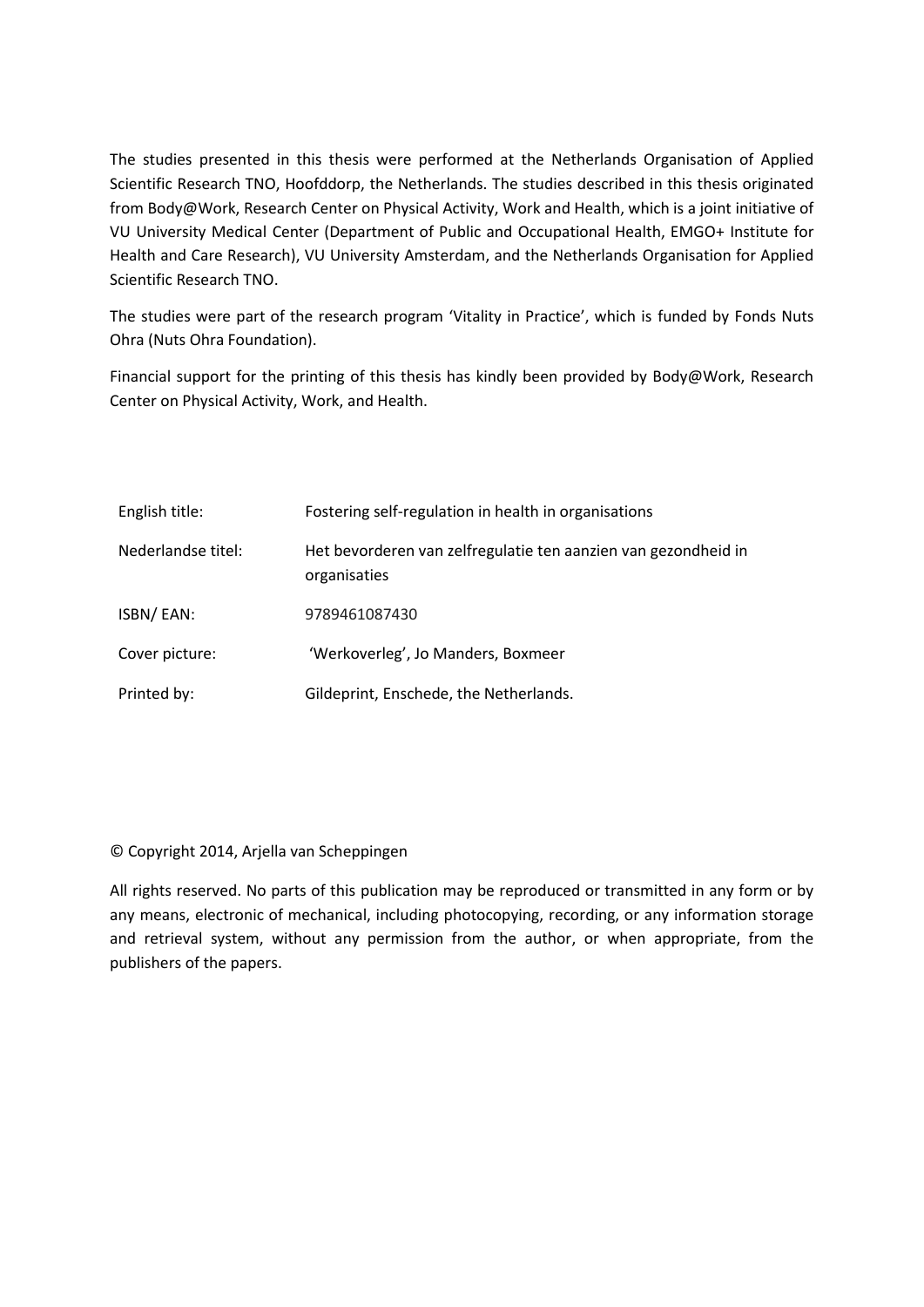The studies presented in this thesis were performed at the Netherlands Organisation of Applied Scientific Research TNO, Hoofddorp, the Netherlands. The studies described in this thesis originated from Body@Work, Research Center on Physical Activity, Work and Health, which is a joint initiative of VU University Medical Center (Department of Public and Occupational Health, EMGO+ Institute for Health and Care Research), VU University Amsterdam, and the Netherlands Organisation for Applied Scientific Research TNO.

The studies were part of the research program 'Vitality in Practice', which is funded by Fonds Nuts Ohra (Nuts Ohra Foundation).

Financial support for the printing of this thesis has kindly been provided by Body@Work, Research Center on Physical Activity, Work, and Health.

| | |
|---|---|
| English title: | Fostering self-regulation in health in organisations |
| Nederlandse titel: | Het bevorderen van zelfregulatie ten aanzien van gezondheid in organisaties |
| ISBN/ EAN: | 9789461087430 |
| Cover picture: | 'Werkoverleg', Jo Manders, Boxmeer |
| Printed by: | Gildeprint, Enschede, the Netherlands. |

© Copyright 2014, Arjella van Scheppingen

All rights reserved. No parts of this publication may be reproduced or transmitted in any form or by any means, electronic of mechanical, including photocopying, recording, or any information storage and retrieval system, without any permission from the author, or when appropriate, from the publishers of the papers.